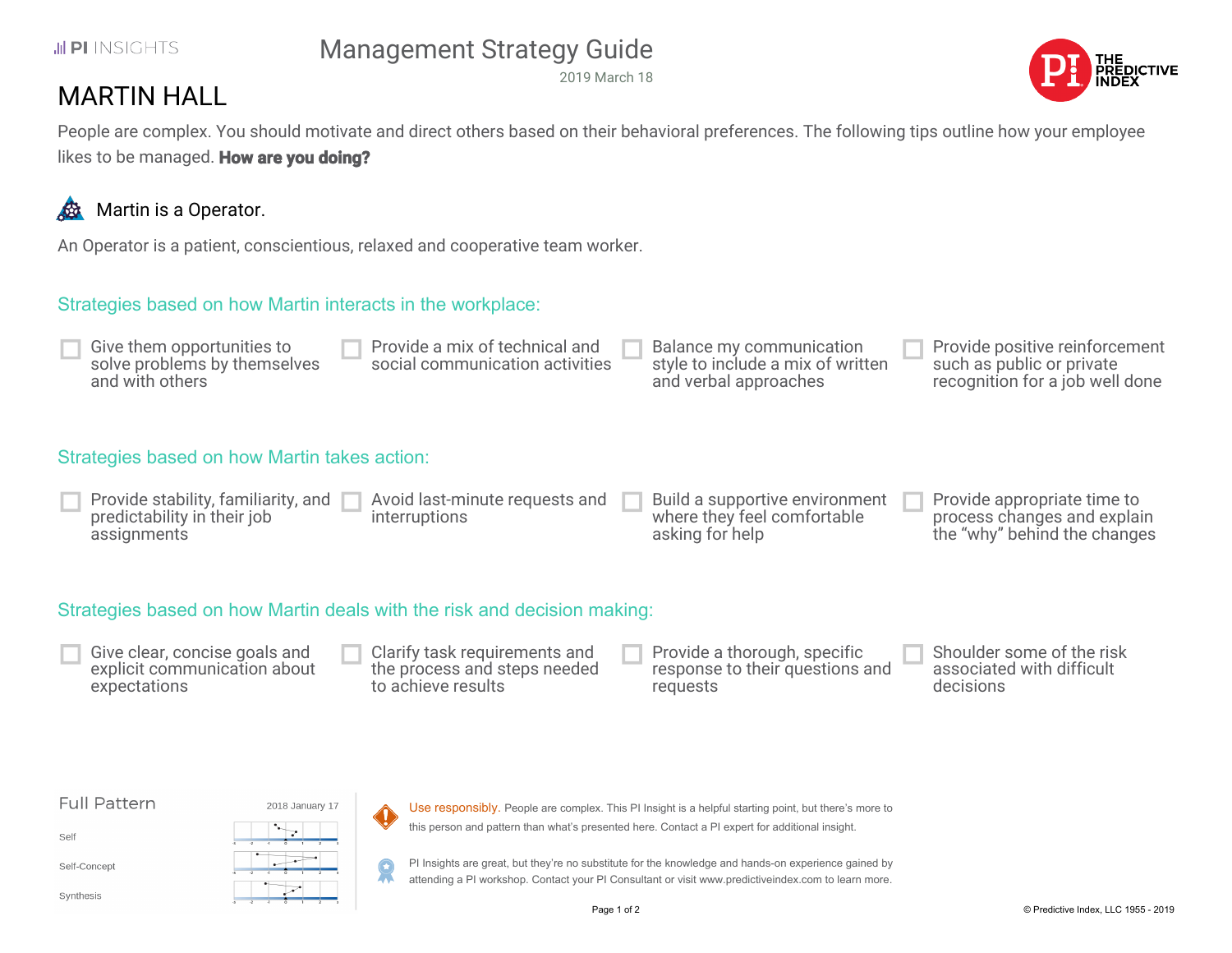PI INSIGHTS

# Management Strategy Guide

2019 March 18

THE PREDICTIVE INDEX

## MARTIN HALL

People are complex. You should motivate and direct others based on their behavioral preferences. The following tips outline how your employee likes to be managed. **How are you doing?**

### Martin is a Operator.

An Operator is a patient, conscientious, relaxed and cooperative team worker.

### Strategies based on how Martin interacts in the workplace:

- [ ] Give them opportunities to solve problems by themselves and with others
- [ ] Provide a mix of technical and social communication activities
- [ ] Balance my communication style to include a mix of written and verbal approaches
- [ ] Provide positive reinforcement such as public or private recognition for a job well done

### Strategies based on how Martin takes action:

- [ ] Provide stability, familiarity, and predictability in their job assignments
- [ ] Avoid last-minute requests and interruptions
- [ ] Build a supportive environment where they feel comfortable asking for help
- [ ] Provide appropriate time to process changes and explain the "why" behind the changes

### Strategies based on how Martin deals with the risk and decision making:

- [ ] Give clear, concise goals and explicit communication about expectations
- [ ] Clarify task requirements and the process and steps needed to achieve results
- [ ] Provide a thorough, specific response to their questions and requests
- [ ] Shoulder some of the risk associated with difficult decisions

### Full Pattern

2018 January 17

Self

Self-Concept

Synthesis

Use responsibly. People are complex. This PI Insight is a helpful starting point, but there's more to this person and pattern than what's presented here. Contact a PI expert for additional insight.

PI Insights are great, but they're no substitute for the knowledge and hands-on experience gained by attending a PI workshop. Contact your PI Consultant or visit www.predictiveindex.com to learn more.

© Predictive Index, LLC 1955 - 2019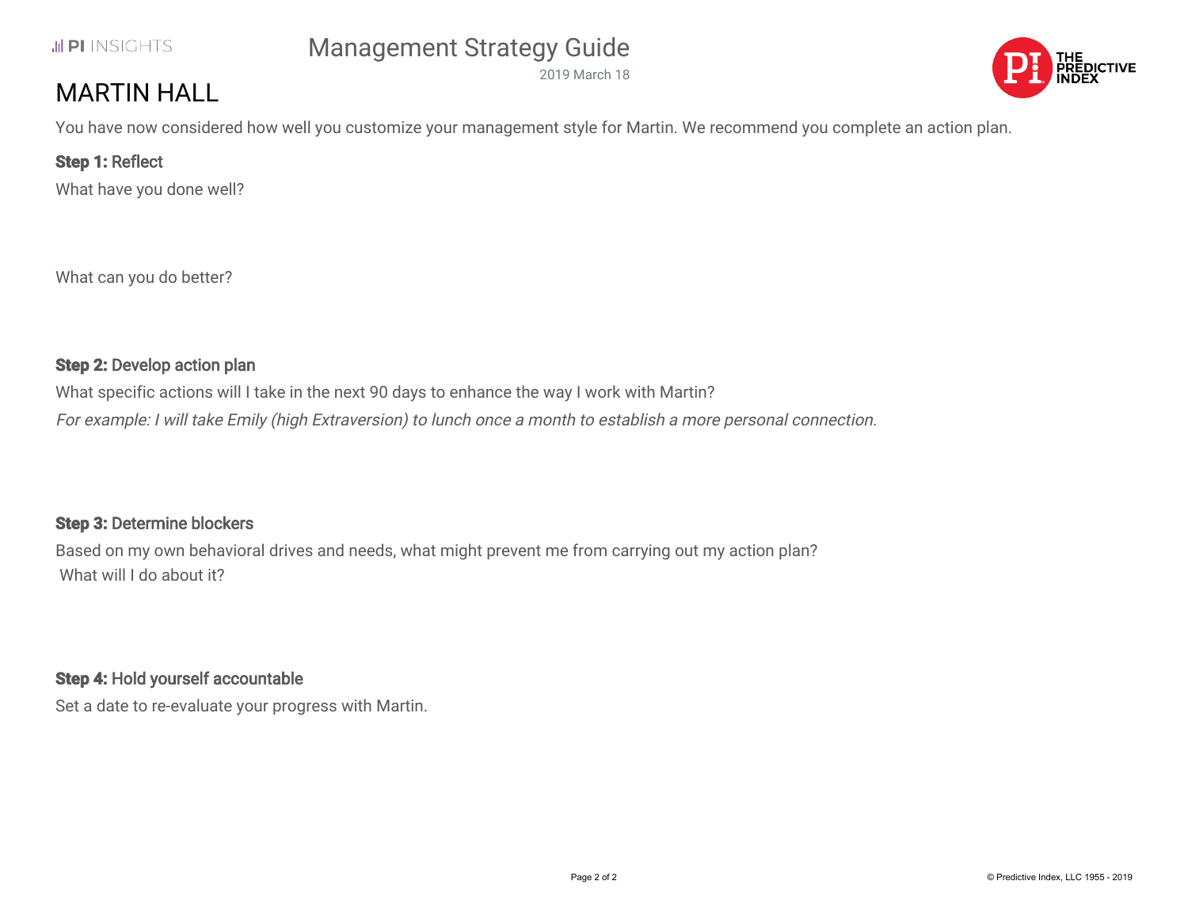PI INSIGHTS

# Management Strategy Guide

2019 March 18

## MARTIN HALL

You have now considered how well you customize your management style for Martin. We recommend you complete an action plan.

**Step 1:** Reflect

What have you done well?

What can you do better?

**Step 2:** Develop action plan

What specific actions will I take in the next 90 days to enhance the way I work with Martin?

*For example: I will take Emily (high Extraversion) to lunch once a month to establish a more personal connection.*

**Step 3:** Determine blockers

Based on my own behavioral drives and needs, what might prevent me from carrying out my action plan?
What will I do about it?

**Step 4:** Hold yourself accountable

Set a date to re-evaluate your progress with Martin.

© Predictive Index, LLC 1955 - 2019